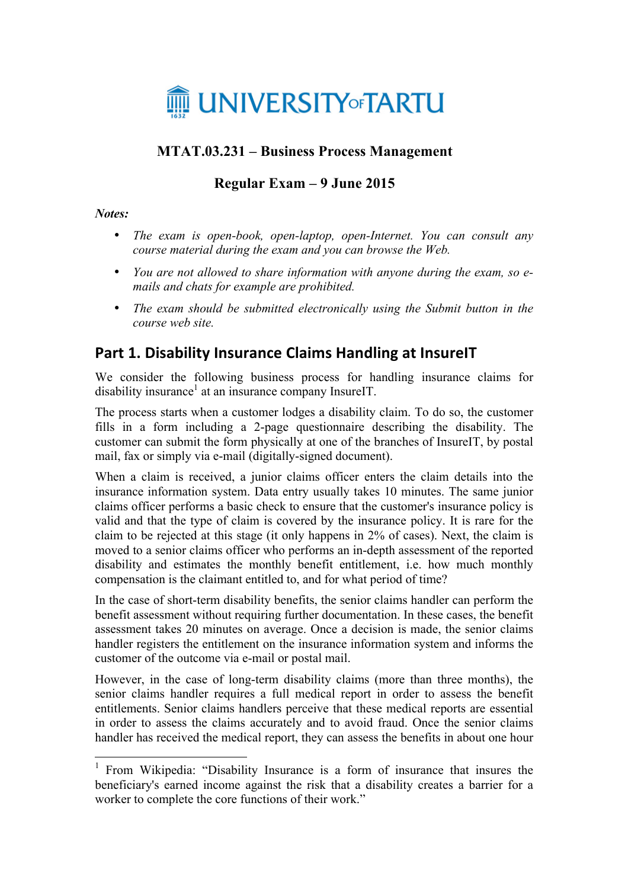UNIVERSITY OF TARTU

**MTAT.03.231 – Business Process Management**

**Regular Exam – 9 June 2015**

***Notes:***

- *The exam is open-book, open-laptop, open-Internet. You can consult any course material during the exam and you can browse the Web.*
- *You are not allowed to share information with anyone during the exam, so e-mails and chats for example are prohibited.*
- *The exam should be submitted electronically using the Submit button in the course web site.*

## Part 1. Disability Insurance Claims Handling at InsureIT

We consider the following business process for handling insurance claims for disability insurance[1] at an insurance company InsureIT.

The process starts when a customer lodges a disability claim. To do so, the customer fills in a form including a 2-page questionnaire describing the disability. The customer can submit the form physically at one of the branches of InsureIT, by postal mail, fax or simply via e-mail (digitally-signed document).

When a claim is received, a junior claims officer enters the claim details into the insurance information system. Data entry usually takes 10 minutes. The same junior claims officer performs a basic check to ensure that the customer's insurance policy is valid and that the type of claim is covered by the insurance policy. It is rare for the claim to be rejected at this stage (it only happens in 2% of cases). Next, the claim is moved to a senior claims officer who performs an in-depth assessment of the reported disability and estimates the monthly benefit entitlement, i.e. how much monthly compensation is the claimant entitled to, and for what period of time?

In the case of short-term disability benefits, the senior claims handler can perform the benefit assessment without requiring further documentation. In these cases, the benefit assessment takes 20 minutes on average. Once a decision is made, the senior claims handler registers the entitlement on the insurance information system and informs the customer of the outcome via e-mail or postal mail.

However, in the case of long-term disability claims (more than three months), the senior claims handler requires a full medical report in order to assess the benefit entitlements. Senior claims handlers perceive that these medical reports are essential in order to assess the claims accurately and to avoid fraud. Once the senior claims handler has received the medical report, they can assess the benefits in about one hour

[1] From Wikipedia: "Disability Insurance is a form of insurance that insures the beneficiary's earned income against the risk that a disability creates a barrier for a worker to complete the core functions of their work."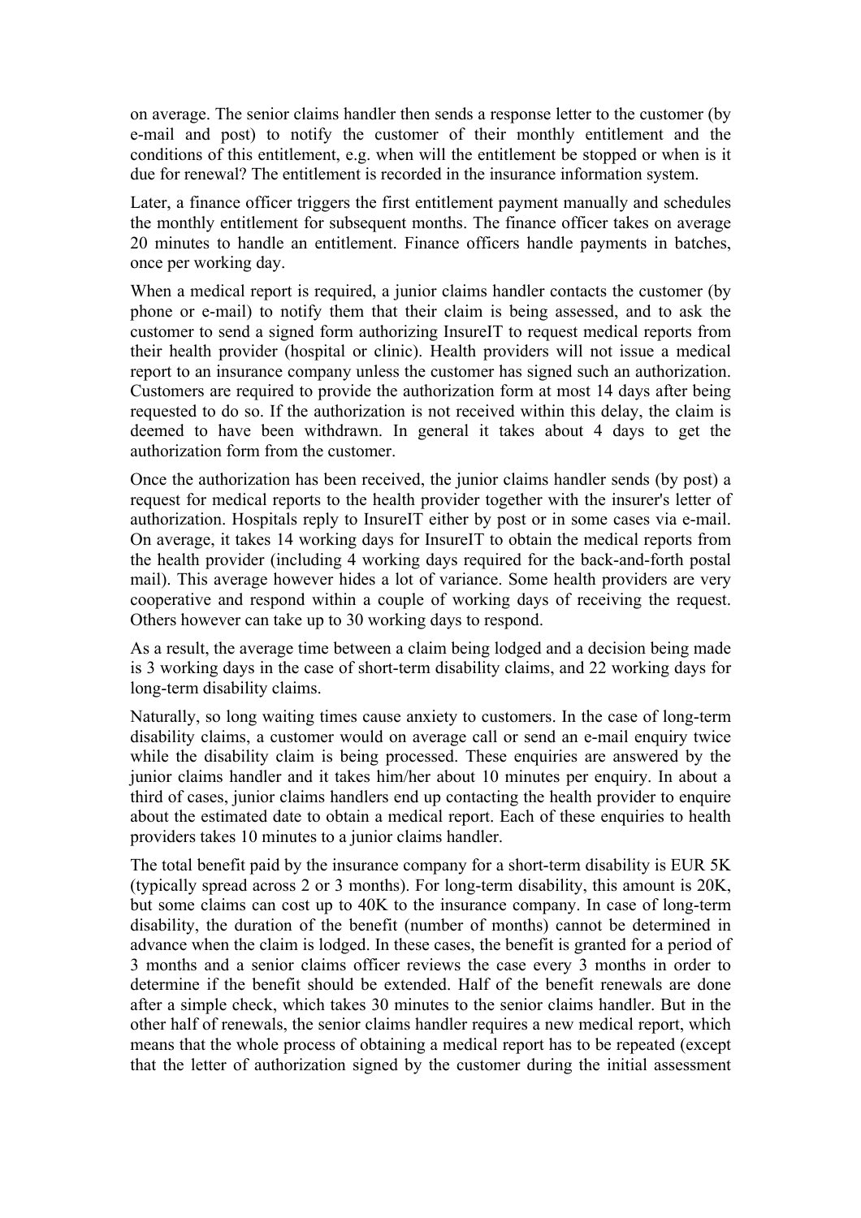on average. The senior claims handler then sends a response letter to the customer (by e-mail and post) to notify the customer of their monthly entitlement and the conditions of this entitlement, e.g. when will the entitlement be stopped or when is it due for renewal? The entitlement is recorded in the insurance information system.

Later, a finance officer triggers the first entitlement payment manually and schedules the monthly entitlement for subsequent months. The finance officer takes on average 20 minutes to handle an entitlement. Finance officers handle payments in batches, once per working day.

When a medical report is required, a junior claims handler contacts the customer (by phone or e-mail) to notify them that their claim is being assessed, and to ask the customer to send a signed form authorizing InsureIT to request medical reports from their health provider (hospital or clinic). Health providers will not issue a medical report to an insurance company unless the customer has signed such an authorization. Customers are required to provide the authorization form at most 14 days after being requested to do so. If the authorization is not received within this delay, the claim is deemed to have been withdrawn. In general it takes about 4 days to get the authorization form from the customer.

Once the authorization has been received, the junior claims handler sends (by post) a request for medical reports to the health provider together with the insurer's letter of authorization. Hospitals reply to InsureIT either by post or in some cases via e-mail. On average, it takes 14 working days for InsureIT to obtain the medical reports from the health provider (including 4 working days required for the back-and-forth postal mail). This average however hides a lot of variance. Some health providers are very cooperative and respond within a couple of working days of receiving the request. Others however can take up to 30 working days to respond.

As a result, the average time between a claim being lodged and a decision being made is 3 working days in the case of short-term disability claims, and 22 working days for long-term disability claims.

Naturally, so long waiting times cause anxiety to customers. In the case of long-term disability claims, a customer would on average call or send an e-mail enquiry twice while the disability claim is being processed. These enquiries are answered by the junior claims handler and it takes him/her about 10 minutes per enquiry. In about a third of cases, junior claims handlers end up contacting the health provider to enquire about the estimated date to obtain a medical report. Each of these enquiries to health providers takes 10 minutes to a junior claims handler.

The total benefit paid by the insurance company for a short-term disability is EUR 5K (typically spread across 2 or 3 months). For long-term disability, this amount is 20K, but some claims can cost up to 40K to the insurance company. In case of long-term disability, the duration of the benefit (number of months) cannot be determined in advance when the claim is lodged. In these cases, the benefit is granted for a period of 3 months and a senior claims officer reviews the case every 3 months in order to determine if the benefit should be extended. Half of the benefit renewals are done after a simple check, which takes 30 minutes to the senior claims handler. But in the other half of renewals, the senior claims handler requires a new medical report, which means that the whole process of obtaining a medical report has to be repeated (except that the letter of authorization signed by the customer during the initial assessment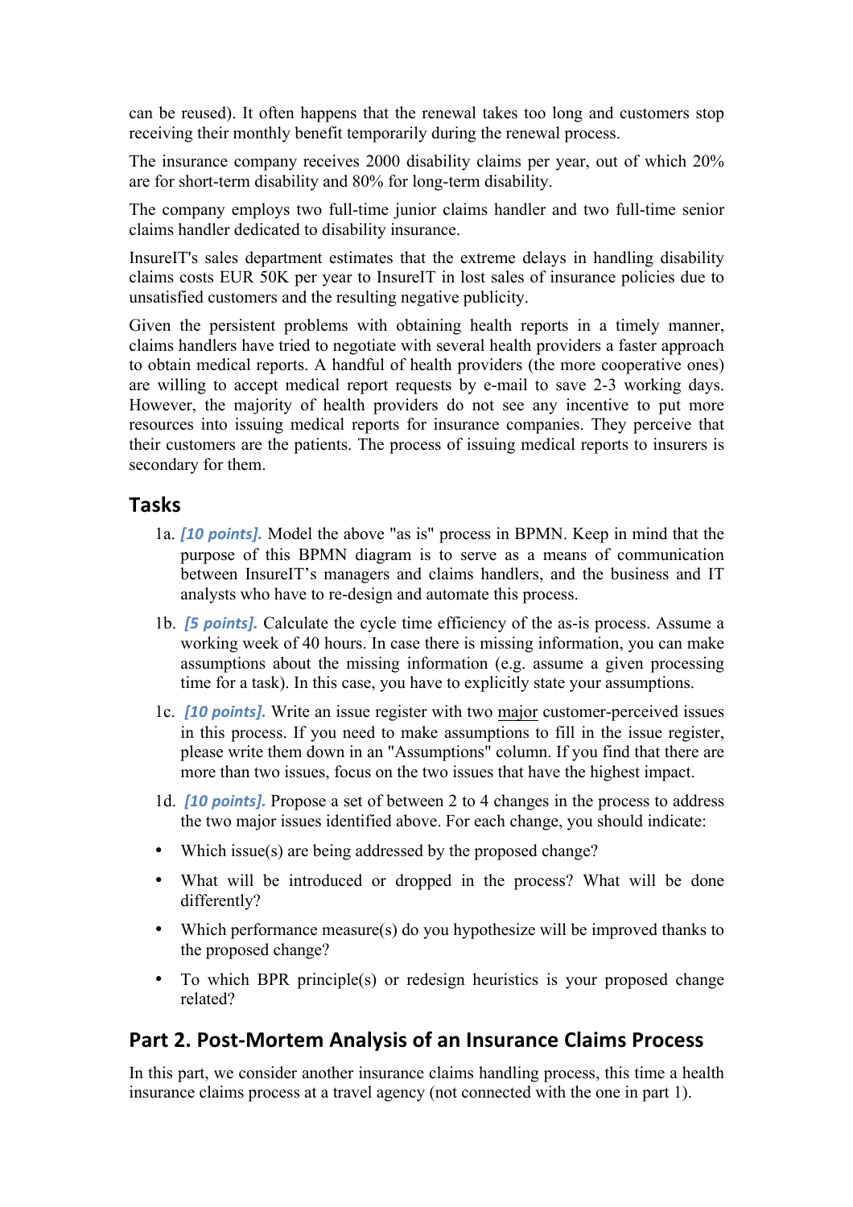can be reused). It often happens that the renewal takes too long and customers stop receiving their monthly benefit temporarily during the renewal process.

The insurance company receives 2000 disability claims per year, out of which 20% are for short-term disability and 80% for long-term disability.

The company employs two full-time junior claims handler and two full-time senior claims handler dedicated to disability insurance.

InsureIT's sales department estimates that the extreme delays in handling disability claims costs EUR 50K per year to InsureIT in lost sales of insurance policies due to unsatisfied customers and the resulting negative publicity.

Given the persistent problems with obtaining health reports in a timely manner, claims handlers have tried to negotiate with several health providers a faster approach to obtain medical reports. A handful of health providers (the more cooperative ones) are willing to accept medical report requests by e-mail to save 2-3 working days. However, the majority of health providers do not see any incentive to put more resources into issuing medical reports for insurance companies. They perceive that their customers are the patients. The process of issuing medical reports to insurers is secondary for them.

## Tasks

1a. ***[10 points].*** Model the above "as is" process in BPMN. Keep in mind that the purpose of this BPMN diagram is to serve as a means of communication between InsureIT's managers and claims handlers, and the business and IT analysts who have to re-design and automate this process.

1b. ***[5 points].*** Calculate the cycle time efficiency of the as-is process. Assume a working week of 40 hours. In case there is missing information, you can make assumptions about the missing information (e.g. assume a given processing time for a task). In this case, you have to explicitly state your assumptions.

1c. ***[10 points].*** Write an issue register with two major customer-perceived issues in this process. If you need to make assumptions to fill in the issue register, please write them down in an "Assumptions" column. If you find that there are more than two issues, focus on the two issues that have the highest impact.

1d. ***[10 points].*** Propose a set of between 2 to 4 changes in the process to address the two major issues identified above. For each change, you should indicate:

- Which issue(s) are being addressed by the proposed change?
- What will be introduced or dropped in the process? What will be done differently?
- Which performance measure(s) do you hypothesize will be improved thanks to the proposed change?
- To which BPR principle(s) or redesign heuristics is your proposed change related?

## Part 2. Post-Mortem Analysis of an Insurance Claims Process

In this part, we consider another insurance claims handling process, this time a health insurance claims process at a travel agency (not connected with the one in part 1).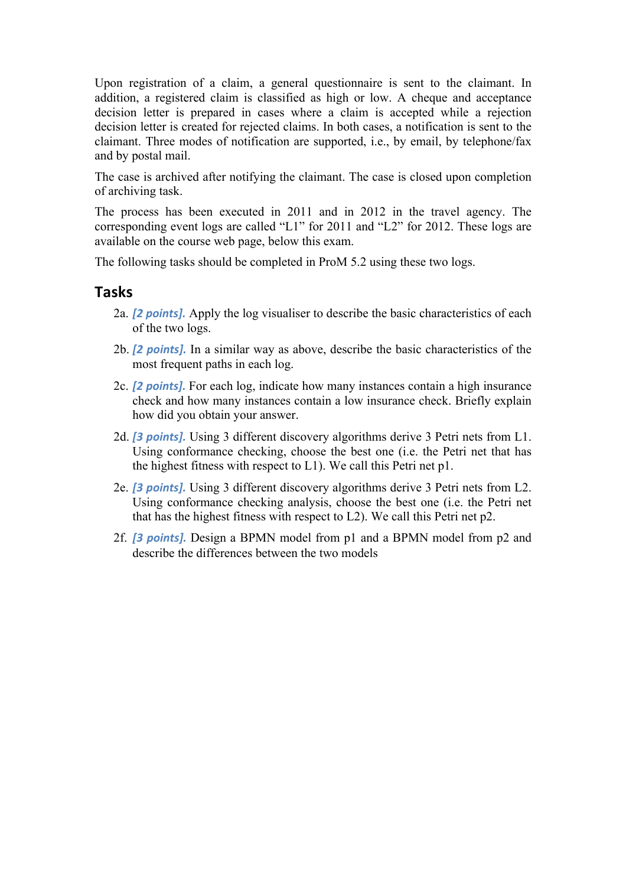Upon registration of a claim, a general questionnaire is sent to the claimant. In addition, a registered claim is classified as high or low. A cheque and acceptance decision letter is prepared in cases where a claim is accepted while a rejection decision letter is created for rejected claims. In both cases, a notification is sent to the claimant. Three modes of notification are supported, i.e., by email, by telephone/fax and by postal mail.

The case is archived after notifying the claimant. The case is closed upon completion of archiving task.

The process has been executed in 2011 and in 2012 in the travel agency. The corresponding event logs are called “L1” for 2011 and “L2” for 2012. These logs are available on the course web page, below this exam.

The following tasks should be completed in ProM 5.2 using these two logs.

## Tasks

2a. *[2 points].* Apply the log visualiser to describe the basic characteristics of each of the two logs.

2b. *[2 points].* In a similar way as above, describe the basic characteristics of the most frequent paths in each log.

2c. *[2 points].* For each log, indicate how many instances contain a high insurance check and how many instances contain a low insurance check. Briefly explain how did you obtain your answer.

2d. *[3 points].* Using 3 different discovery algorithms derive 3 Petri nets from L1. Using conformance checking, choose the best one (i.e. the Petri net that has the highest fitness with respect to L1). We call this Petri net p1.

2e. *[3 points].* Using 3 different discovery algorithms derive 3 Petri nets from L2. Using conformance checking analysis, choose the best one (i.e. the Petri net that has the highest fitness with respect to L2). We call this Petri net p2.

2f. *[3 points].* Design a BPMN model from p1 and a BPMN model from p2 and describe the differences between the two models